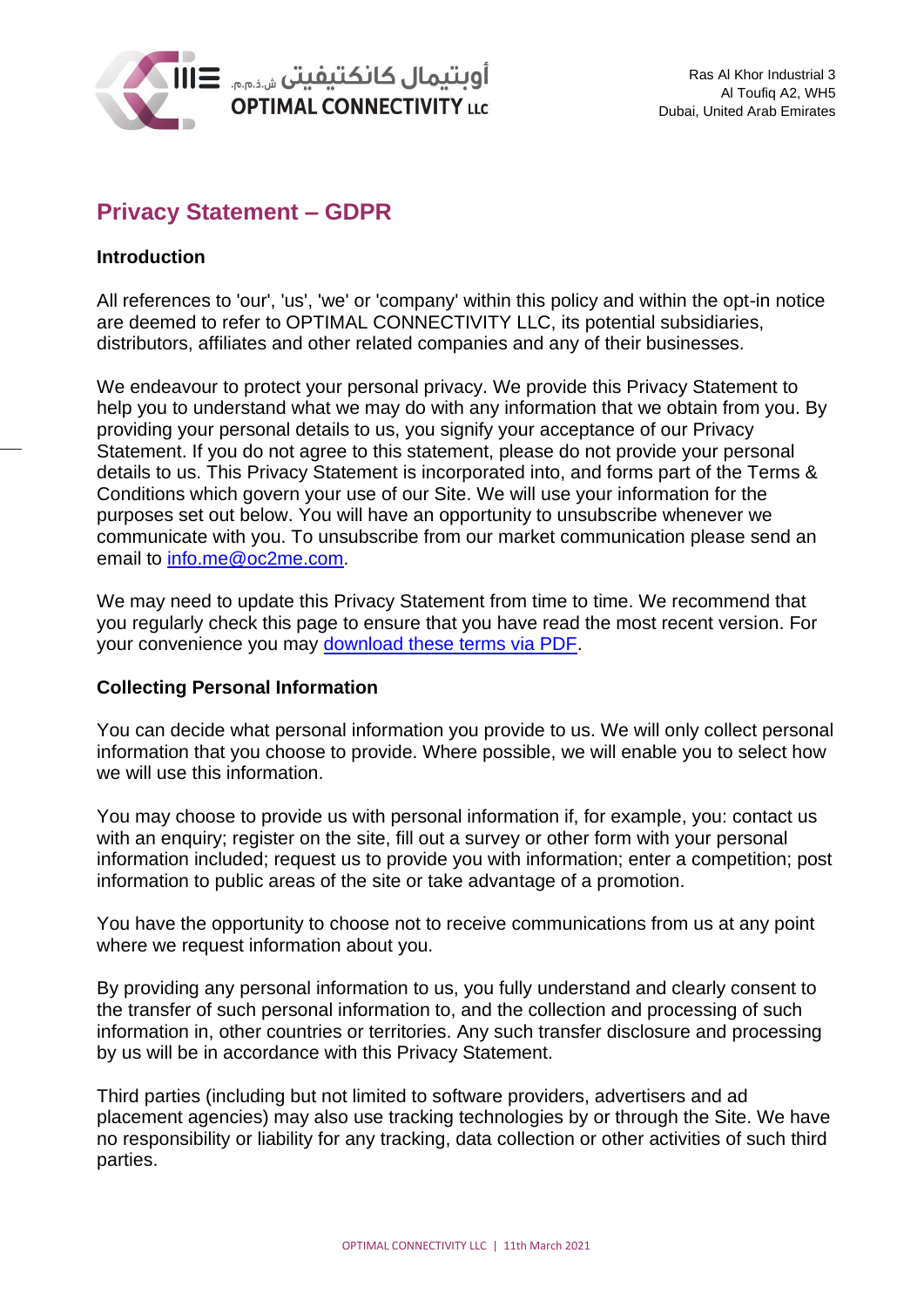أوبتيمال كانكتيفيتي ش.ذ.م.م.
OPTIMAL CONNECTIVITY LLC

Ras Al Khor Industrial 3
Al Toufiq A2, WH5
Dubai, United Arab Emirates

# Privacy Statement – GDPR

**Introduction**

All references to 'our', 'us', 'we' or 'company' within this policy and within the opt-in notice are deemed to refer to OPTIMAL CONNECTIVITY LLC, its potential subsidiaries, distributors, affiliates and other related companies and any of their businesses.

We endeavour to protect your personal privacy. We provide this Privacy Statement to help you to understand what we may do with any information that we obtain from you. By providing your personal details to us, you signify your acceptance of our Privacy Statement. If you do not agree to this statement, please do not provide your personal details to us. This Privacy Statement is incorporated into, and forms part of the Terms & Conditions which govern your use of our Site. We will use your information for the purposes set out below. You will have an opportunity to unsubscribe whenever we communicate with you. To unsubscribe from our market communication please send an email to info.me@oc2me.com.

We may need to update this Privacy Statement from time to time. We recommend that you regularly check this page to ensure that you have read the most recent version. For your convenience you may download these terms via PDF.

**Collecting Personal Information**

You can decide what personal information you provide to us. We will only collect personal information that you choose to provide. Where possible, we will enable you to select how we will use this information.

You may choose to provide us with personal information if, for example, you: contact us with an enquiry; register on the site, fill out a survey or other form with your personal information included; request us to provide you with information; enter a competition; post information to public areas of the site or take advantage of a promotion.

You have the opportunity to choose not to receive communications from us at any point where we request information about you.

By providing any personal information to us, you fully understand and clearly consent to the transfer of such personal information to, and the collection and processing of such information in, other countries or territories. Any such transfer disclosure and processing by us will be in accordance with this Privacy Statement.

Third parties (including but not limited to software providers, advertisers and ad placement agencies) may also use tracking technologies by or through the Site. We have no responsibility or liability for any tracking, data collection or other activities of such third parties.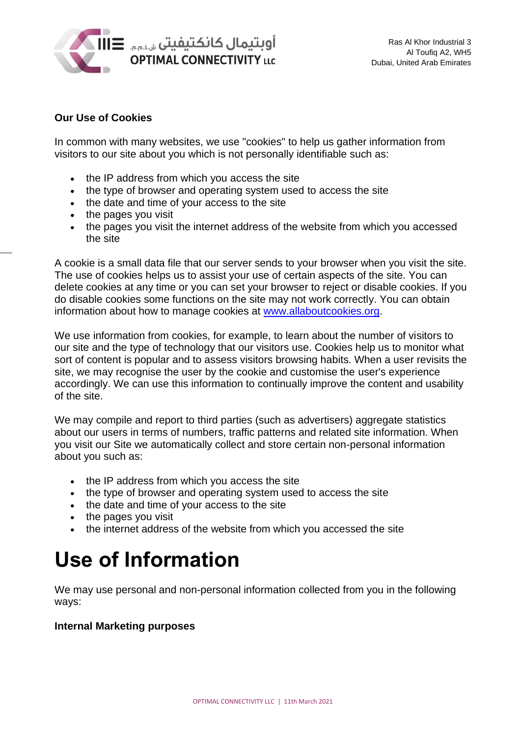**Our Use of Cookies**

In common with many websites, we use "cookies" to help us gather information from visitors to our site about you which is not personally identifiable such as:

- the IP address from which you access the site
- the type of browser and operating system used to access the site
- the date and time of your access to the site
- the pages you visit
- the pages you visit the internet address of the website from which you accessed the site

A cookie is a small data file that our server sends to your browser when you visit the site. The use of cookies helps us to assist your use of certain aspects of the site. You can delete cookies at any time or you can set your browser to reject or disable cookies. If you do disable cookies some functions on the site may not work correctly. You can obtain information about how to manage cookies at www.allaboutcookies.org.

We use information from cookies, for example, to learn about the number of visitors to our site and the type of technology that our visitors use. Cookies help us to monitor what sort of content is popular and to assess visitors browsing habits. When a user revisits the site, we may recognise the user by the cookie and customise the user's experience accordingly. We can use this information to continually improve the content and usability of the site.

We may compile and report to third parties (such as advertisers) aggregate statistics about our users in terms of numbers, traffic patterns and related site information. When you visit our Site we automatically collect and store certain non-personal information about you such as:

- the IP address from which you access the site
- the type of browser and operating system used to access the site
- the date and time of your access to the site
- the pages you visit
- the internet address of the website from which you accessed the site

# Use of Information

We may use personal and non-personal information collected from you in the following ways:

**Internal Marketing purposes**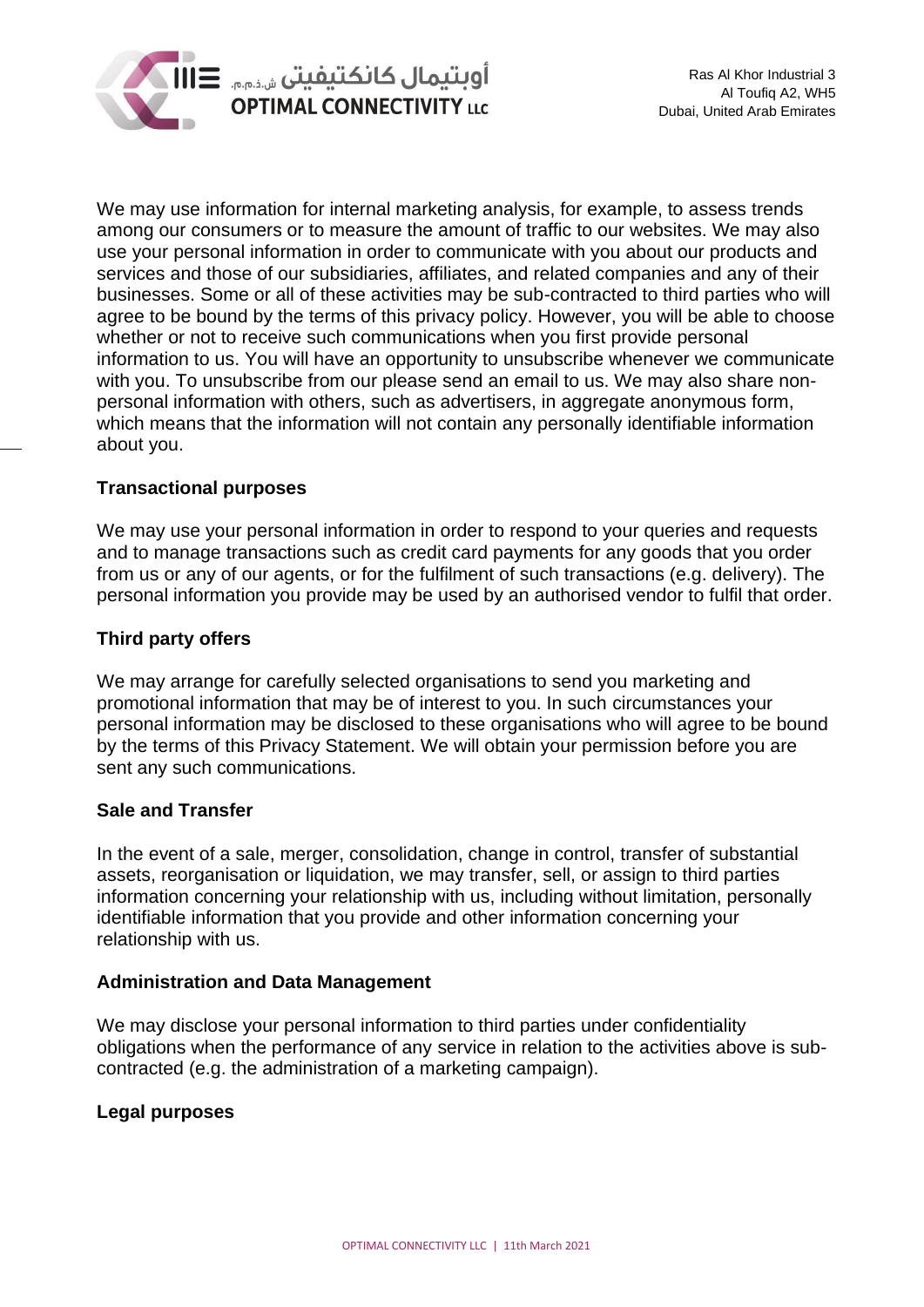We may use information for internal marketing analysis, for example, to assess trends among our consumers or to measure the amount of traffic to our websites. We may also use your personal information in order to communicate with you about our products and services and those of our subsidiaries, affiliates, and related companies and any of their businesses. Some or all of these activities may be sub-contracted to third parties who will agree to be bound by the terms of this privacy policy. However, you will be able to choose whether or not to receive such communications when you first provide personal information to us. You will have an opportunity to unsubscribe whenever we communicate with you. To unsubscribe from our please send an email to us. We may also share non-personal information with others, such as advertisers, in aggregate anonymous form, which means that the information will not contain any personally identifiable information about you.

**Transactional purposes**

We may use your personal information in order to respond to your queries and requests and to manage transactions such as credit card payments for any goods that you order from us or any of our agents, or for the fulfilment of such transactions (e.g. delivery). The personal information you provide may be used by an authorised vendor to fulfil that order.

**Third party offers**

We may arrange for carefully selected organisations to send you marketing and promotional information that may be of interest to you. In such circumstances your personal information may be disclosed to these organisations who will agree to be bound by the terms of this Privacy Statement. We will obtain your permission before you are sent any such communications.

**Sale and Transfer**

In the event of a sale, merger, consolidation, change in control, transfer of substantial assets, reorganisation or liquidation, we may transfer, sell, or assign to third parties information concerning your relationship with us, including without limitation, personally identifiable information that you provide and other information concerning your relationship with us.

**Administration and Data Management**

We may disclose your personal information to third parties under confidentiality obligations when the performance of any service in relation to the activities above is sub-contracted (e.g. the administration of a marketing campaign).

**Legal purposes**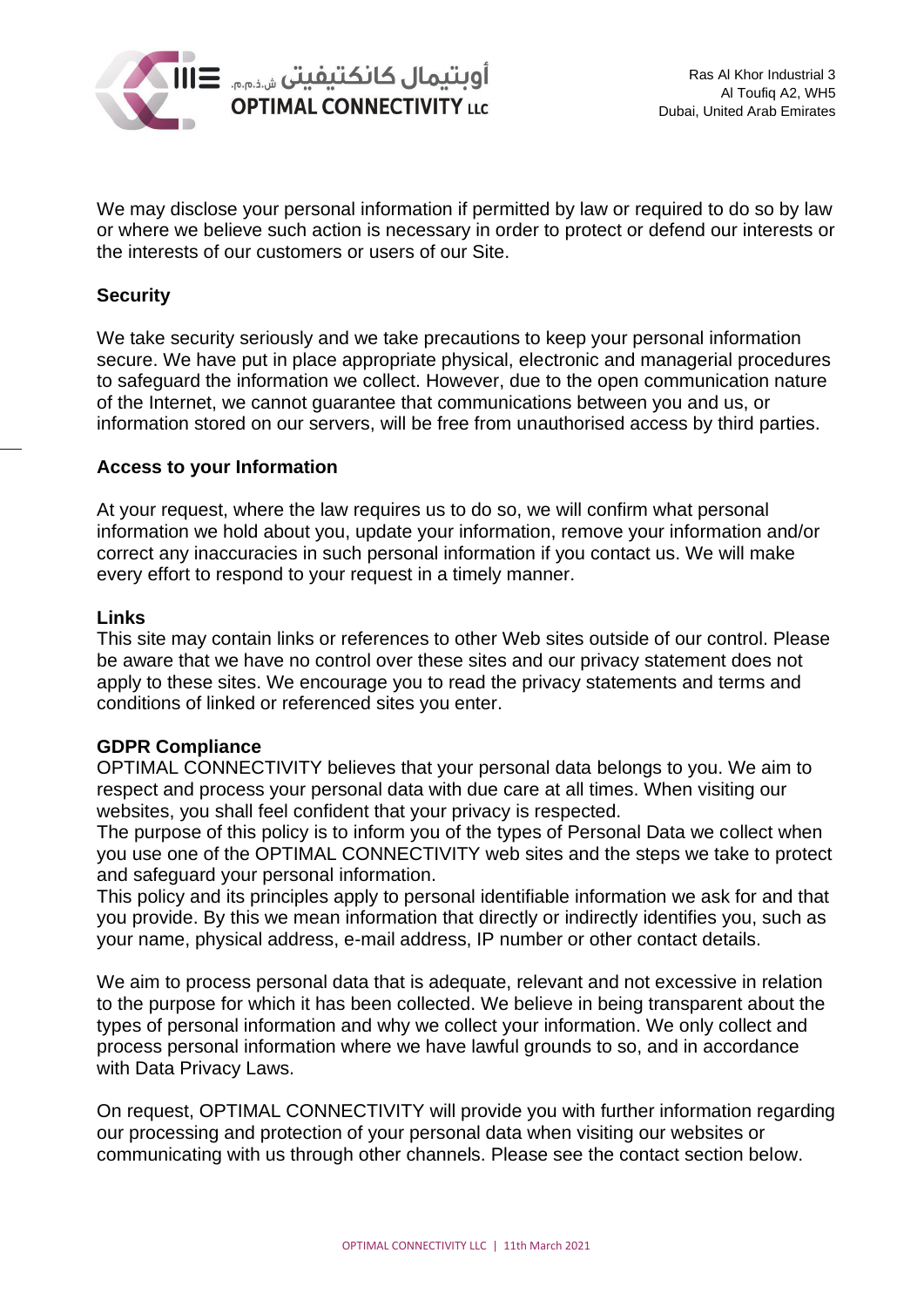We may disclose your personal information if permitted by law or required to do so by law or where we believe such action is necessary in order to protect or defend our interests or the interests of our customers or users of our Site.

**Security**

We take security seriously and we take precautions to keep your personal information secure. We have put in place appropriate physical, electronic and managerial procedures to safeguard the information we collect. However, due to the open communication nature of the Internet, we cannot guarantee that communications between you and us, or information stored on our servers, will be free from unauthorised access by third parties.

**Access to your Information**

At your request, where the law requires us to do so, we will confirm what personal information we hold about you, update your information, remove your information and/or correct any inaccuracies in such personal information if you contact us. We will make every effort to respond to your request in a timely manner.

**Links**

This site may contain links or references to other Web sites outside of our control. Please be aware that we have no control over these sites and our privacy statement does not apply to these sites. We encourage you to read the privacy statements and terms and conditions of linked or referenced sites you enter.

**GDPR Compliance**

OPTIMAL CONNECTIVITY believes that your personal data belongs to you. We aim to respect and process your personal data with due care at all times. When visiting our websites, you shall feel confident that your privacy is respected.

The purpose of this policy is to inform you of the types of Personal Data we collect when you use one of the OPTIMAL CONNECTIVITY web sites and the steps we take to protect and safeguard your personal information.

This policy and its principles apply to personal identifiable information we ask for and that you provide. By this we mean information that directly or indirectly identifies you, such as your name, physical address, e-mail address, IP number or other contact details.

We aim to process personal data that is adequate, relevant and not excessive in relation to the purpose for which it has been collected. We believe in being transparent about the types of personal information and why we collect your information. We only collect and process personal information where we have lawful grounds to so, and in accordance with Data Privacy Laws.

On request, OPTIMAL CONNECTIVITY will provide you with further information regarding our processing and protection of your personal data when visiting our websites or communicating with us through other channels. Please see the contact section below.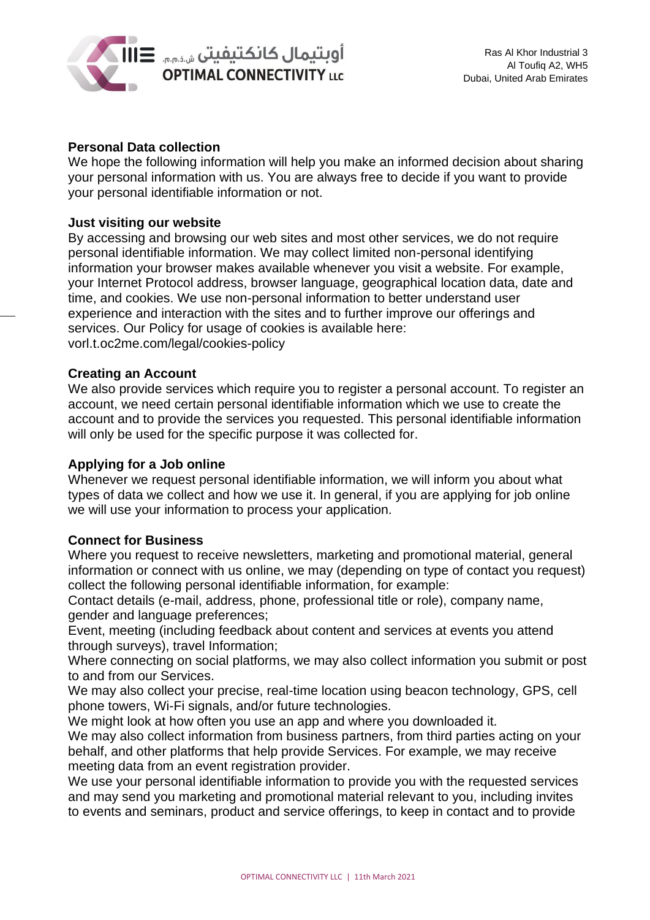## Personal Data collection

We hope the following information will help you make an informed decision about sharing your personal information with us. You are always free to decide if you want to provide your personal identifiable information or not.

## Just visiting our website

By accessing and browsing our web sites and most other services, we do not require personal identifiable information. We may collect limited non-personal identifying information your browser makes available whenever you visit a website. For example, your Internet Protocol address, browser language, geographical location data, date and time, and cookies. We use non-personal information to better understand user experience and interaction with the sites and to further improve our offerings and services. Our Policy for usage of cookies is available here: vorl.t.oc2me.com/legal/cookies-policy

## Creating an Account

We also provide services which require you to register a personal account. To register an account, we need certain personal identifiable information which we use to create the account and to provide the services you requested. This personal identifiable information will only be used for the specific purpose it was collected for.

## Applying for a Job online

Whenever we request personal identifiable information, we will inform you about what types of data we collect and how we use it. In general, if you are applying for job online we will use your information to process your application.

## Connect for Business

Where you request to receive newsletters, marketing and promotional material, general information or connect with us online, we may (depending on type of contact you request) collect the following personal identifiable information, for example:

Contact details (e-mail, address, phone, professional title or role), company name, gender and language preferences;

Event, meeting (including feedback about content and services at events you attend through surveys), travel Information;

Where connecting on social platforms, we may also collect information you submit or post to and from our Services.

We may also collect your precise, real-time location using beacon technology, GPS, cell phone towers, Wi-Fi signals, and/or future technologies.

We might look at how often you use an app and where you downloaded it.

We may also collect information from business partners, from third parties acting on your behalf, and other platforms that help provide Services. For example, we may receive meeting data from an event registration provider.

We use your personal identifiable information to provide you with the requested services and may send you marketing and promotional material relevant to you, including invites to events and seminars, product and service offerings, to keep in contact and to provide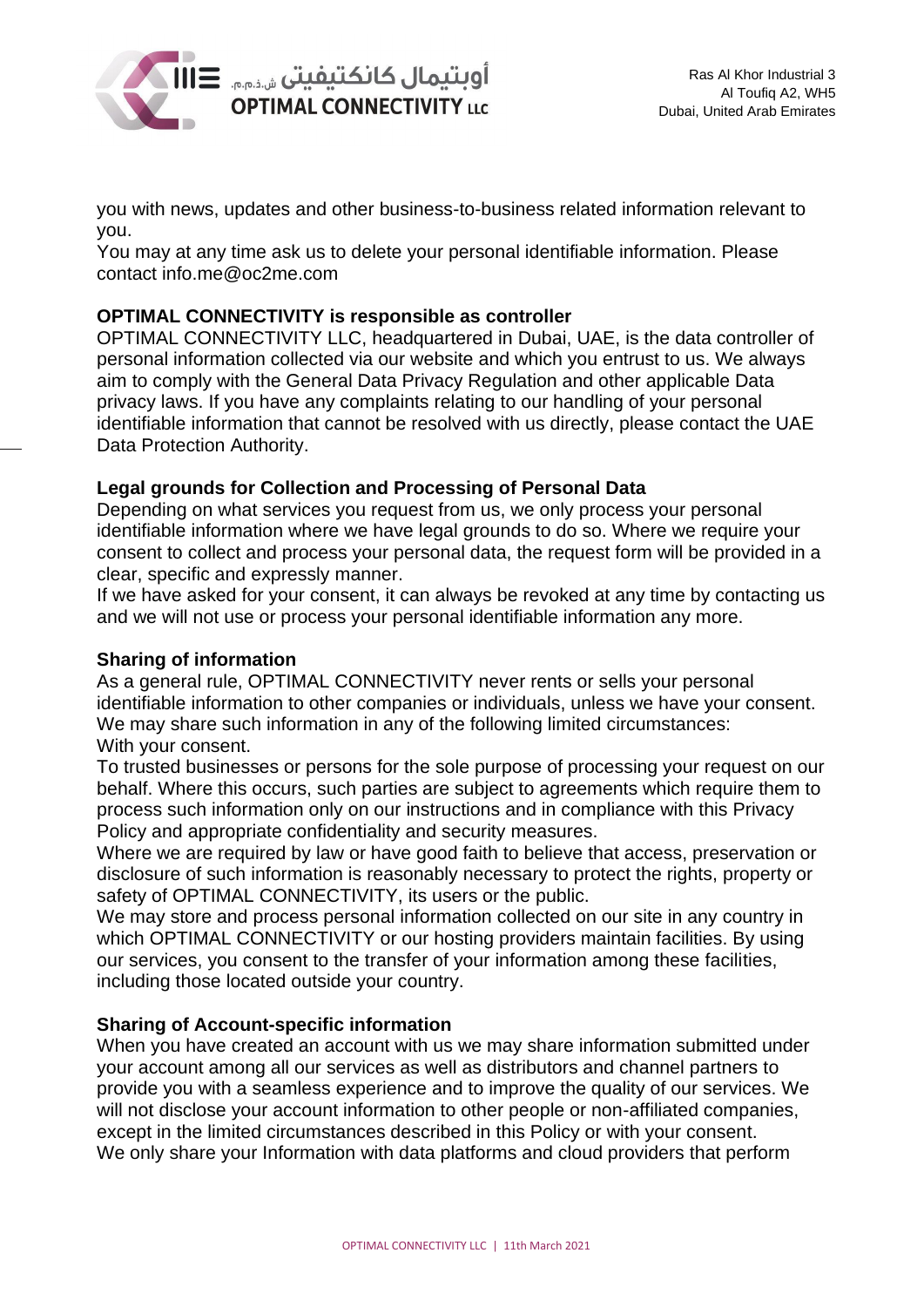you with news, updates and other business-to-business related information relevant to you.
You may at any time ask us to delete your personal identifiable information. Please contact info.me@oc2me.com

**OPTIMAL CONNECTIVITY is responsible as controller**
OPTIMAL CONNECTIVITY LLC, headquartered in Dubai, UAE, is the data controller of personal information collected via our website and which you entrust to us. We always aim to comply with the General Data Privacy Regulation and other applicable Data privacy laws. If you have any complaints relating to our handling of your personal identifiable information that cannot be resolved with us directly, please contact the UAE Data Protection Authority.

**Legal grounds for Collection and Processing of Personal Data**
Depending on what services you request from us, we only process your personal identifiable information where we have legal grounds to do so. Where we require your consent to collect and process your personal data, the request form will be provided in a clear, specific and expressly manner.
If we have asked for your consent, it can always be revoked at any time by contacting us and we will not use or process your personal identifiable information any more.

**Sharing of information**
As a general rule, OPTIMAL CONNECTIVITY never rents or sells your personal identifiable information to other companies or individuals, unless we have your consent. We may share such information in any of the following limited circumstances:
With your consent.
To trusted businesses or persons for the sole purpose of processing your request on our behalf. Where this occurs, such parties are subject to agreements which require them to process such information only on our instructions and in compliance with this Privacy Policy and appropriate confidentiality and security measures.
Where we are required by law or have good faith to believe that access, preservation or disclosure of such information is reasonably necessary to protect the rights, property or safety of OPTIMAL CONNECTIVITY, its users or the public.
We may store and process personal information collected on our site in any country in which OPTIMAL CONNECTIVITY or our hosting providers maintain facilities. By using our services, you consent to the transfer of your information among these facilities, including those located outside your country.

**Sharing of Account-specific information**
When you have created an account with us we may share information submitted under your account among all our services as well as distributors and channel partners to provide you with a seamless experience and to improve the quality of our services. We will not disclose your account information to other people or non-affiliated companies, except in the limited circumstances described in this Policy or with your consent.
We only share your Information with data platforms and cloud providers that perform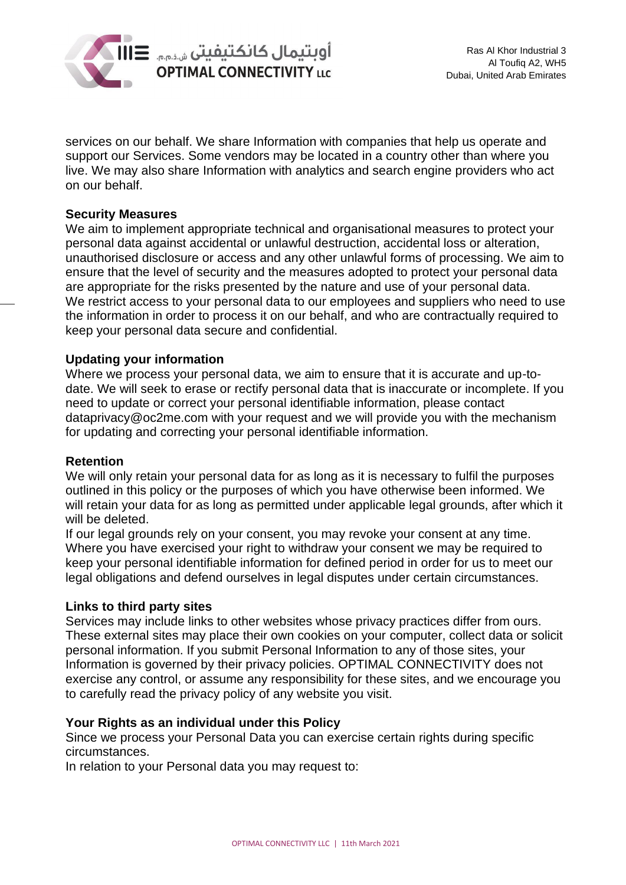services on our behalf. We share Information with companies that help us operate and support our Services. Some vendors may be located in a country other than where you live. We may also share Information with analytics and search engine providers who act on our behalf.

**Security Measures**

We aim to implement appropriate technical and organisational measures to protect your personal data against accidental or unlawful destruction, accidental loss or alteration, unauthorised disclosure or access and any other unlawful forms of processing. We aim to ensure that the level of security and the measures adopted to protect your personal data are appropriate for the risks presented by the nature and use of your personal data. We restrict access to your personal data to our employees and suppliers who need to use the information in order to process it on our behalf, and who are contractually required to keep your personal data secure and confidential.

**Updating your information**

Where we process your personal data, we aim to ensure that it is accurate and up-to-date. We will seek to erase or rectify personal data that is inaccurate or incomplete. If you need to update or correct your personal identifiable information, please contact dataprivacy@oc2me.com with your request and we will provide you with the mechanism for updating and correcting your personal identifiable information.

**Retention**

We will only retain your personal data for as long as it is necessary to fulfil the purposes outlined in this policy or the purposes of which you have otherwise been informed. We will retain your data for as long as permitted under applicable legal grounds, after which it will be deleted.

If our legal grounds rely on your consent, you may revoke your consent at any time. Where you have exercised your right to withdraw your consent we may be required to keep your personal identifiable information for defined period in order for us to meet our legal obligations and defend ourselves in legal disputes under certain circumstances.

**Links to third party sites**

Services may include links to other websites whose privacy practices differ from ours. These external sites may place their own cookies on your computer, collect data or solicit personal information. If you submit Personal Information to any of those sites, your Information is governed by their privacy policies. OPTIMAL CONNECTIVITY does not exercise any control, or assume any responsibility for these sites, and we encourage you to carefully read the privacy policy of any website you visit.

**Your Rights as an individual under this Policy**

Since we process your Personal Data you can exercise certain rights during specific circumstances.

In relation to your Personal data you may request to: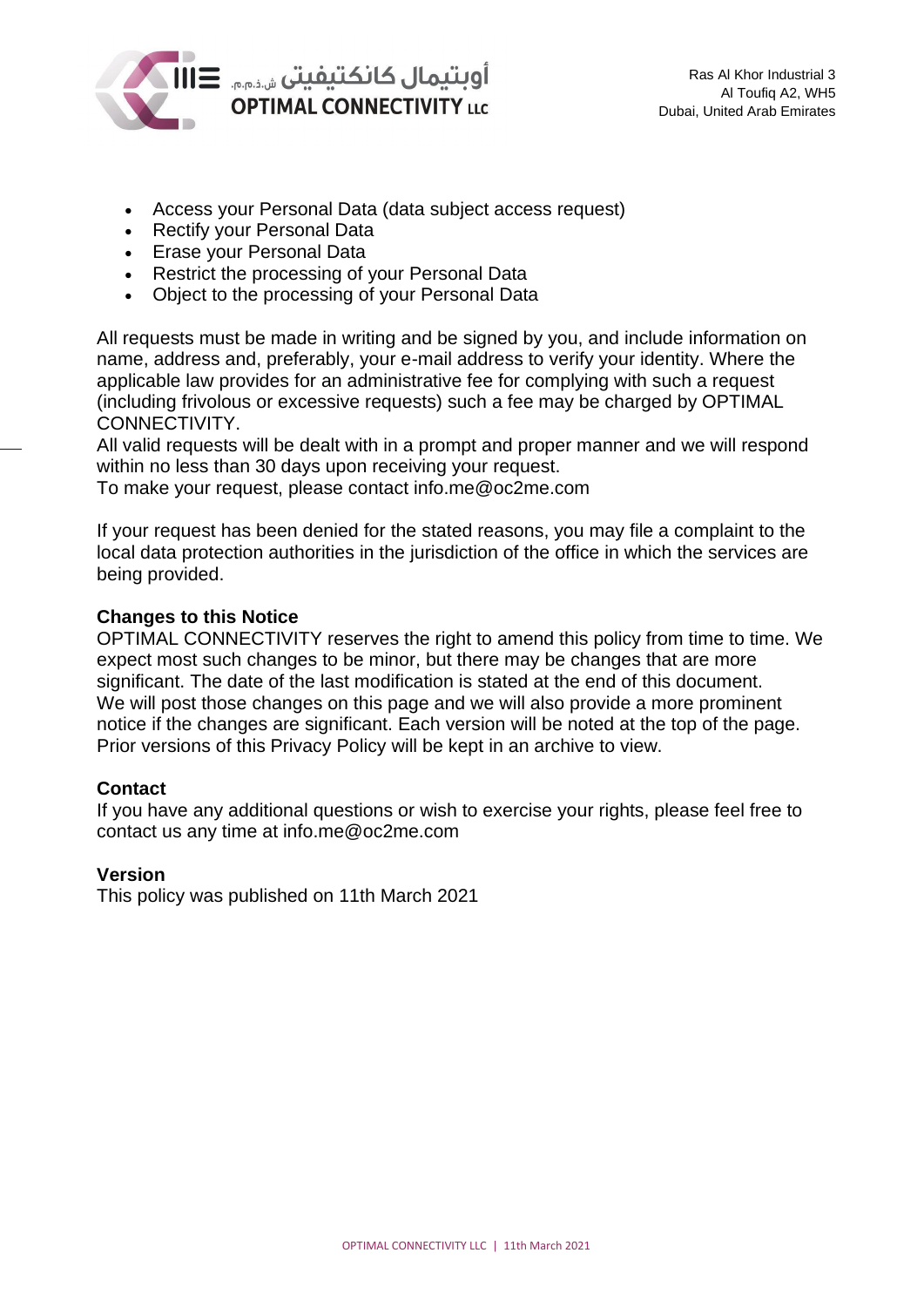- Access your Personal Data (data subject access request)
- Rectify your Personal Data
- Erase your Personal Data
- Restrict the processing of your Personal Data
- Object to the processing of your Personal Data

All requests must be made in writing and be signed by you, and include information on name, address and, preferably, your e-mail address to verify your identity. Where the applicable law provides for an administrative fee for complying with such a request (including frivolous or excessive requests) such a fee may be charged by OPTIMAL CONNECTIVITY.
All valid requests will be dealt with in a prompt and proper manner and we will respond within no less than 30 days upon receiving your request.
To make your request, please contact info.me@oc2me.com

If your request has been denied for the stated reasons, you may file a complaint to the local data protection authorities in the jurisdiction of the office in which the services are being provided.

**Changes to this Notice**
OPTIMAL CONNECTIVITY reserves the right to amend this policy from time to time. We expect most such changes to be minor, but there may be changes that are more significant. The date of the last modification is stated at the end of this document.
We will post those changes on this page and we will also provide a more prominent notice if the changes are significant. Each version will be noted at the top of the page. Prior versions of this Privacy Policy will be kept in an archive to view.

**Contact**
If you have any additional questions or wish to exercise your rights, please feel free to contact us any time at info.me@oc2me.com

**Version**
This policy was published on 11th March 2021